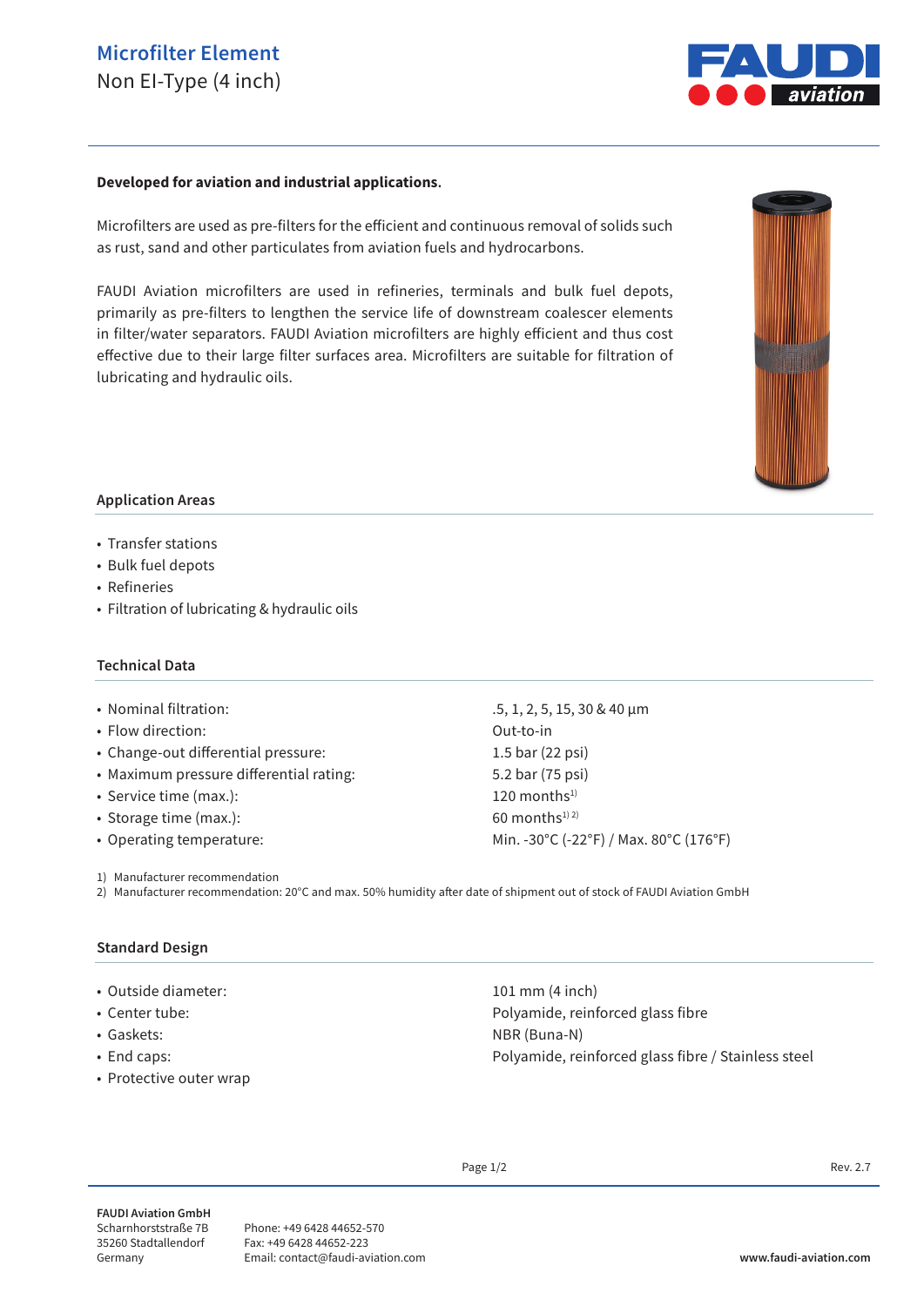# Microfilter Element

Non EI-Type (4 inch)

**Developed for aviation and industrial applications.**

Microfilters are used as pre-filters for the efficient and continuous removal of solids such as rust, sand and other particulates from aviation fuels and hydrocarbons.

FAUDI Aviation microfilters are used in refineries, terminals and bulk fuel depots, primarily as pre-filters to lengthen the service life of downstream coalescer elements in filter/water separators. FAUDI Aviation microfilters are highly efficient and thus cost effective due to their large filter surfaces area. Microfilters are suitable for filtration of lubricating and hydraulic oils.

## Application Areas

- Transfer stations
- Bulk fuel depots
- Refineries
- Filtration of lubricating & hydraulic oils

## Technical Data

| | |
|---|---|
| • Nominal filtration: | .5, 1, 2, 5, 15, 30 & 40 µm |
| • Flow direction: | Out-to-in |
| • Change-out differential pressure: | 1.5 bar (22 psi) |
| • Maximum pressure differential rating: | 5.2 bar (75 psi) |
| • Service time (max.): | 120 months[1] |
| • Storage time (max.): | 60 months[1) 2)] |
| • Operating temperature: | Min. -30°C (-22°F) / Max. 80°C (176°F) |

1) Manufacturer recommendation
2) Manufacturer recommendation: 20°C and max. 50% humidity after date of shipment out of stock of FAUDI Aviation GmbH

## Standard Design

| | |
|---|---|
| • Outside diameter: | 101 mm (4 inch) |
| • Center tube: | Polyamide, reinforced glass fibre |
| • Gaskets: | NBR (Buna-N) |
| • End caps: | Polyamide, reinforced glass fibre / Stainless steel |
| • Protective outer wrap | |

Rev. 2.7

**FAUDI Aviation GmbH**
Scharnhorststraße 7B
35260 Stadtallendorf
Germany

Phone: +49 6428 44652-570
Fax: +49 6428 44652-223
Email: contact@faudi-aviation.com

**www.faudi-aviation.com**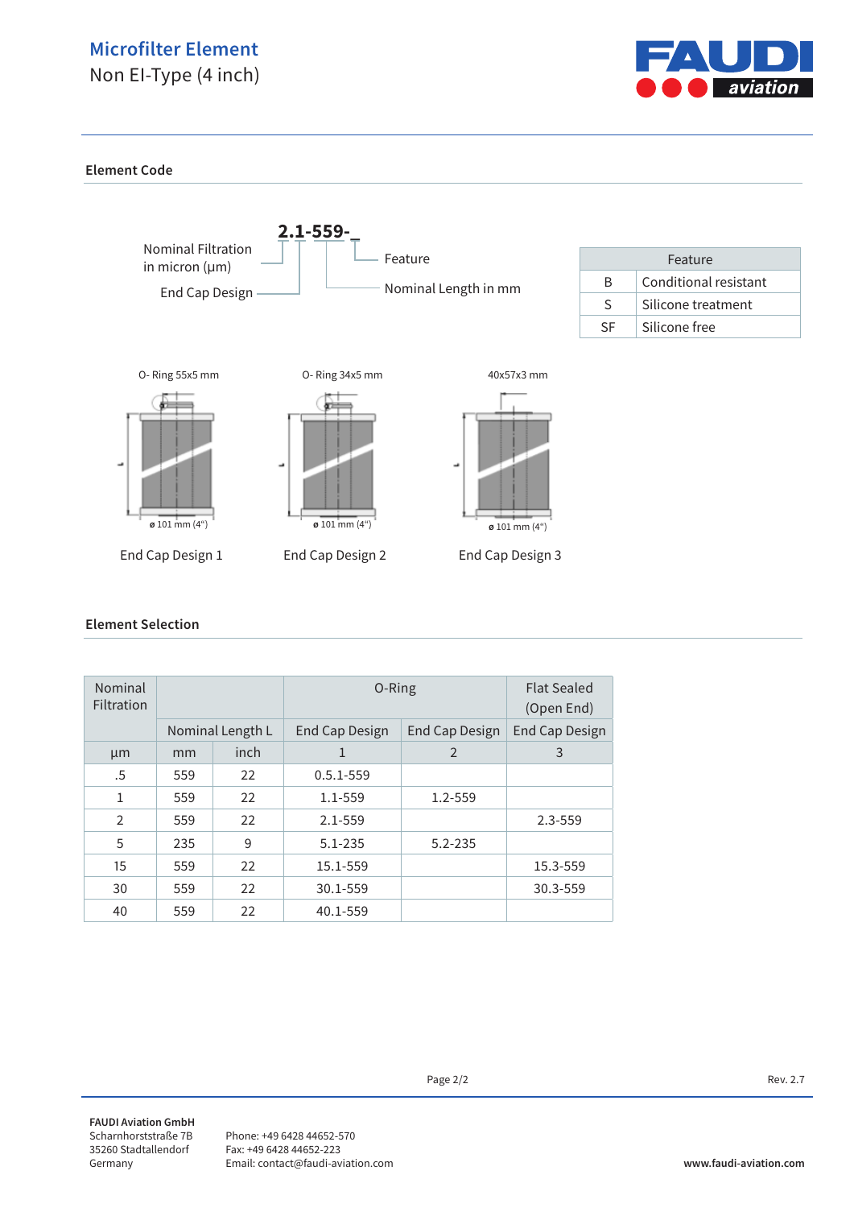# Microfilter Element

Non EI-Type (4 inch)

## Element Code

**2.1-559-_**

Nominal Filtration in micron (µm)

End Cap Design

Feature

Nominal Length in mm

| Feature | |
|---|---|
| B | Conditional resistant |
| S | Silicone treatment |
| SF | Silicone free |

O- Ring 55x5 mm

ø 101 mm (4")

End Cap Design 1

O- Ring 34x5 mm

ø 101 mm (4")

End Cap Design 2

40x57x3 mm

ø 101 mm (4")

End Cap Design 3

## Element Selection

| Nominal Filtration | | | O-Ring | | Flat Sealed (Open End) |
|---|---|---|---|---|---|
| | Nominal Length L | | End Cap Design | End Cap Design | End Cap Design |
| µm | mm | inch | 1 | 2 | 3 |
| .5 | 559 | 22 | 0.5.1-559 | | |
| 1 | 559 | 22 | 1.1-559 | 1.2-559 | |
| 2 | 559 | 22 | 2.1-559 | | 2.3-559 |
| 5 | 235 | 9 | 5.1-235 | 5.2-235 | |
| 15 | 559 | 22 | 15.1-559 | | 15.3-559 |
| 30 | 559 | 22 | 30.1-559 | | 30.3-559 |
| 40 | 559 | 22 | 40.1-559 | | |

Rev. 2.7

**FAUDI Aviation GmbH**
Scharnhorststraße 7B
35260 Stadtallendorf
Germany

Phone: +49 6428 44652-570
Fax: +49 6428 44652-223
Email: contact@faudi-aviation.com

**www.faudi-aviation.com**